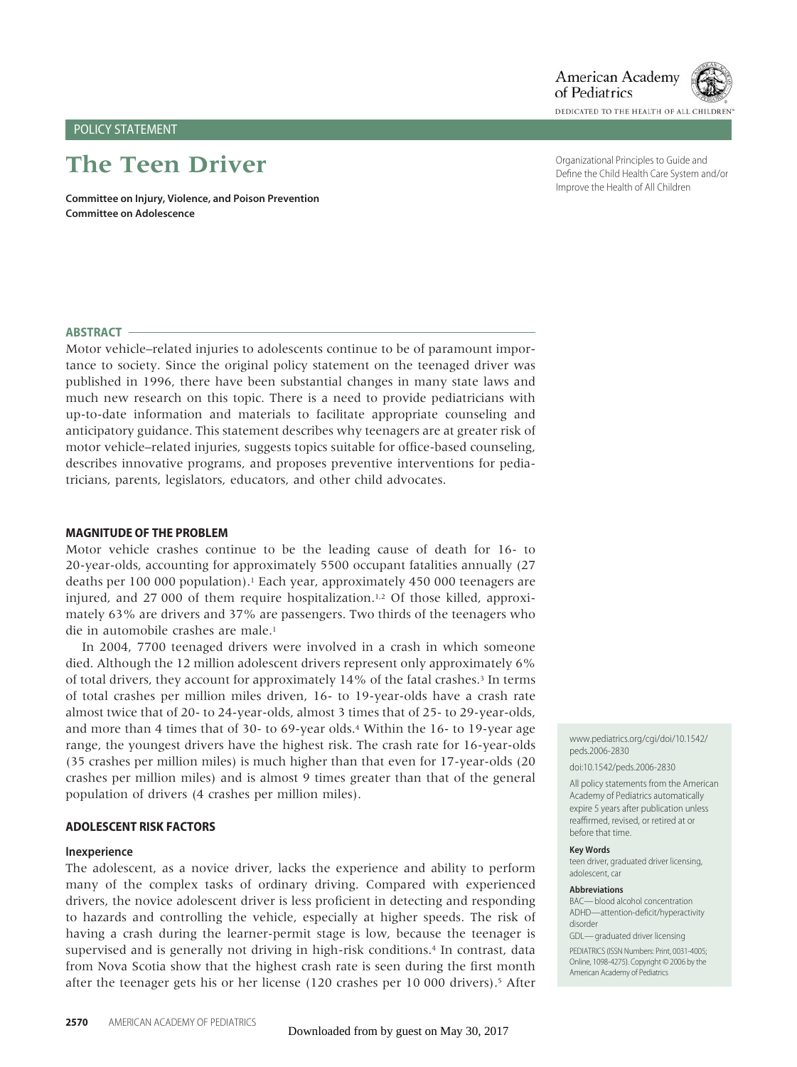POLICY STATEMENT

# The Teen Driver

**Committee on Injury, Violence, and Poison Prevention**
**Committee on Adolescence**

Organizational Principles to Guide and Define the Child Health Care System and/or Improve the Health of All Children

## ABSTRACT

Motor vehicle–related injuries to adolescents continue to be of paramount importance to society. Since the original policy statement on the teenaged driver was published in 1996, there have been substantial changes in many state laws and much new research on this topic. There is a need to provide pediatricians with up-to-date information and materials to facilitate appropriate counseling and anticipatory guidance. This statement describes why teenagers are at greater risk of motor vehicle–related injuries, suggests topics suitable for office-based counseling, describes innovative programs, and proposes preventive interventions for pediatricians, parents, legislators, educators, and other child advocates.

## MAGNITUDE OF THE PROBLEM

Motor vehicle crashes continue to be the leading cause of death for 16- to 20-year-olds, accounting for approximately 5500 occupant fatalities annually (27 deaths per 100 000 population).[1] Each year, approximately 450 000 teenagers are injured, and 27 000 of them require hospitalization.[1,2] Of those killed, approximately 63% are drivers and 37% are passengers. Two thirds of the teenagers who die in automobile crashes are male.[1]

In 2004, 7700 teenaged drivers were involved in a crash in which someone died. Although the 12 million adolescent drivers represent only approximately 6% of total drivers, they account for approximately 14% of the fatal crashes.[3] In terms of total crashes per million miles driven, 16- to 19-year-olds have a crash rate almost twice that of 20- to 24-year-olds, almost 3 times that of 25- to 29-year-olds, and more than 4 times that of 30- to 69-year olds.[4] Within the 16- to 19-year age range, the youngest drivers have the highest risk. The crash rate for 16-year-olds (35 crashes per million miles) is much higher than that even for 17-year-olds (20 crashes per million miles) and is almost 9 times greater than that of the general population of drivers (4 crashes per million miles).

## ADOLESCENT RISK FACTORS

### Inexperience

The adolescent, as a novice driver, lacks the experience and ability to perform many of the complex tasks of ordinary driving. Compared with experienced drivers, the novice adolescent driver is less proficient in detecting and responding to hazards and controlling the vehicle, especially at higher speeds. The risk of having a crash during the learner-permit stage is low, because the teenager is supervised and is generally not driving in high-risk conditions.[4] In contrast, data from Nova Scotia show that the highest crash rate is seen during the first month after the teenager gets his or her license (120 crashes per 10 000 drivers).[5] After

www.pediatrics.org/cgi/doi/10.1542/peds.2006-2830

doi:10.1542/peds.2006-2830

All policy statements from the American Academy of Pediatrics automatically expire 5 years after publication unless reaffirmed, revised, or retired at or before that time.

**Key Words**

teen driver, graduated driver licensing, adolescent, car

**Abbreviations**

BAC— blood alcohol concentration
ADHD—attention-deficit/hyperactivity disorder
GDL— graduated driver licensing

PEDIATRICS (ISSN Numbers: Print, 0031-4005; Online, 1098-4275). Copyright © 2006 by the American Academy of Pediatrics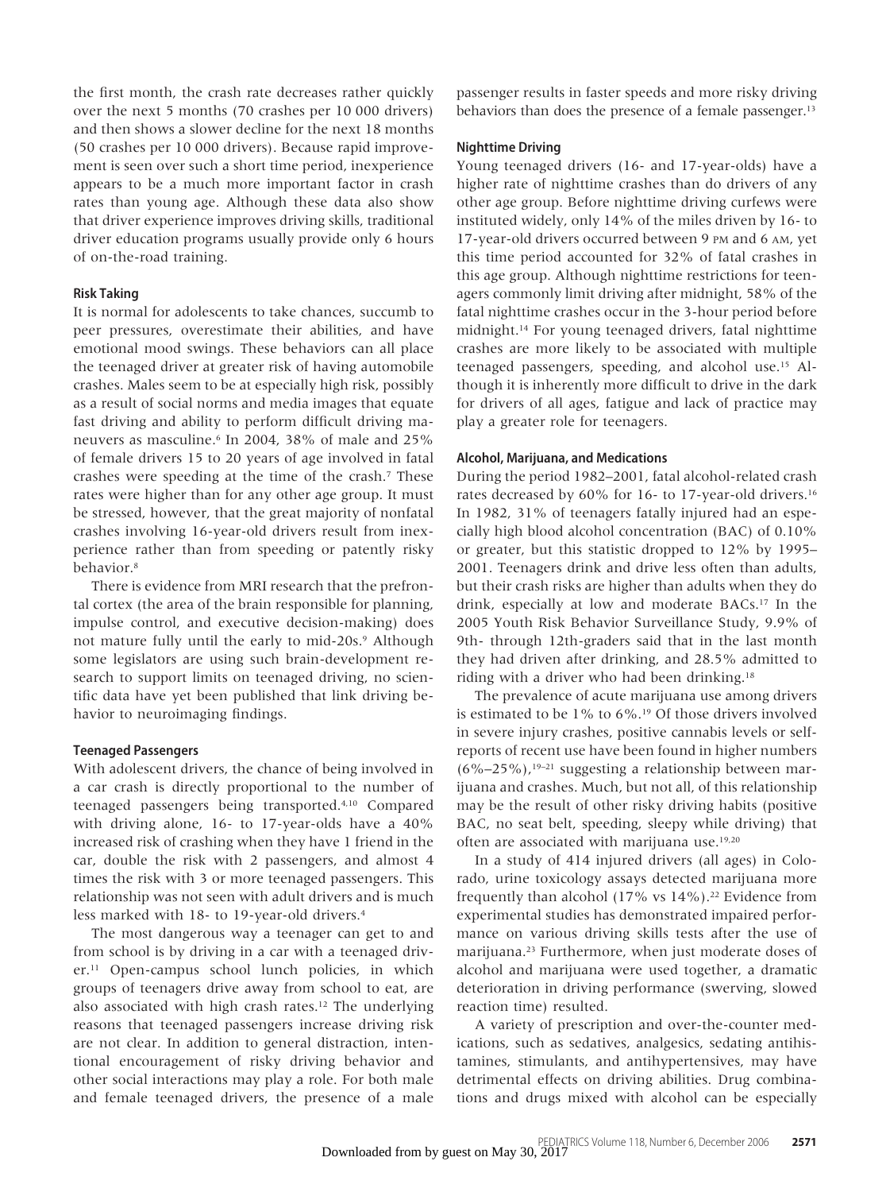the first month, the crash rate decreases rather quickly over the next 5 months (70 crashes per 10 000 drivers) and then shows a slower decline for the next 18 months (50 crashes per 10 000 drivers). Because rapid improvement is seen over such a short time period, inexperience appears to be a much more important factor in crash rates than young age. Although these data also show that driver experience improves driving skills, traditional driver education programs usually provide only 6 hours of on-the-road training.

### Risk Taking

It is normal for adolescents to take chances, succumb to peer pressures, overestimate their abilities, and have emotional mood swings. These behaviors can all place the teenaged driver at greater risk of having automobile crashes. Males seem to be at especially high risk, possibly as a result of social norms and media images that equate fast driving and ability to perform difficult driving maneuvers as masculine.[6] In 2004, 38% of male and 25% of female drivers 15 to 20 years of age involved in fatal crashes were speeding at the time of the crash.[7] These rates were higher than for any other age group. It must be stressed, however, that the great majority of nonfatal crashes involving 16-year-old drivers result from inexperience rather than from speeding or patently risky behavior.[8]

There is evidence from MRI research that the prefrontal cortex (the area of the brain responsible for planning, impulse control, and executive decision-making) does not mature fully until the early to mid-20s.[9] Although some legislators are using such brain-development research to support limits on teenaged driving, no scientific data have yet been published that link driving behavior to neuroimaging findings.

### Teenaged Passengers

With adolescent drivers, the chance of being involved in a car crash is directly proportional to the number of teenaged passengers being transported.[4,10] Compared with driving alone, 16- to 17-year-olds have a 40% increased risk of crashing when they have 1 friend in the car, double the risk with 2 passengers, and almost 4 times the risk with 3 or more teenaged passengers. This relationship was not seen with adult drivers and is much less marked with 18- to 19-year-old drivers.[4]

The most dangerous way a teenager can get to and from school is by driving in a car with a teenaged driver.[11] Open-campus school lunch policies, in which groups of teenagers drive away from school to eat, are also associated with high crash rates.[12] The underlying reasons that teenaged passengers increase driving risk are not clear. In addition to general distraction, intentional encouragement of risky driving behavior and other social interactions may play a role. For both male and female teenaged drivers, the presence of a male passenger results in faster speeds and more risky driving behaviors than does the presence of a female passenger.[13]

### Nighttime Driving

Young teenaged drivers (16- and 17-year-olds) have a higher rate of nighttime crashes than do drivers of any other age group. Before nighttime driving curfews were instituted widely, only 14% of the miles driven by 16- to 17-year-old drivers occurred between 9 PM and 6 AM, yet this time period accounted for 32% of fatal crashes in this age group. Although nighttime restrictions for teenagers commonly limit driving after midnight, 58% of the fatal nighttime crashes occur in the 3-hour period before midnight.[14] For young teenaged drivers, fatal nighttime crashes are more likely to be associated with multiple teenaged passengers, speeding, and alcohol use.[15] Although it is inherently more difficult to drive in the dark for drivers of all ages, fatigue and lack of practice may play a greater role for teenagers.

### Alcohol, Marijuana, and Medications

During the period 1982–2001, fatal alcohol-related crash rates decreased by 60% for 16- to 17-year-old drivers.[16] In 1982, 31% of teenagers fatally injured had an especially high blood alcohol concentration (BAC) of 0.10% or greater, but this statistic dropped to 12% by 1995–2001. Teenagers drink and drive less often than adults, but their crash risks are higher than adults when they do drink, especially at low and moderate BACs.[17] In the 2005 Youth Risk Behavior Surveillance Study, 9.9% of 9th- through 12th-graders said that in the last month they had driven after drinking, and 28.5% admitted to riding with a driver who had been drinking.[18]

The prevalence of acute marijuana use among drivers is estimated to be 1% to 6%.[19] Of those drivers involved in severe injury crashes, positive cannabis levels or self-reports of recent use have been found in higher numbers (6%–25%),[19–21] suggesting a relationship between marijuana and crashes. Much, but not all, of this relationship may be the result of other risky driving habits (positive BAC, no seat belt, speeding, sleepy while driving) that often are associated with marijuana use.[19,20]

In a study of 414 injured drivers (all ages) in Colorado, urine toxicology assays detected marijuana more frequently than alcohol (17% vs 14%).[22] Evidence from experimental studies has demonstrated impaired performance on various driving skills tests after the use of marijuana.[23] Furthermore, when just moderate doses of alcohol and marijuana were used together, a dramatic deterioration in driving performance (swerving, slowed reaction time) resulted.

A variety of prescription and over-the-counter medications, such as sedatives, analgesics, sedating antihistamines, stimulants, and antihypertensives, may have detrimental effects on driving abilities. Drug combinations and drugs mixed with alcohol can be especially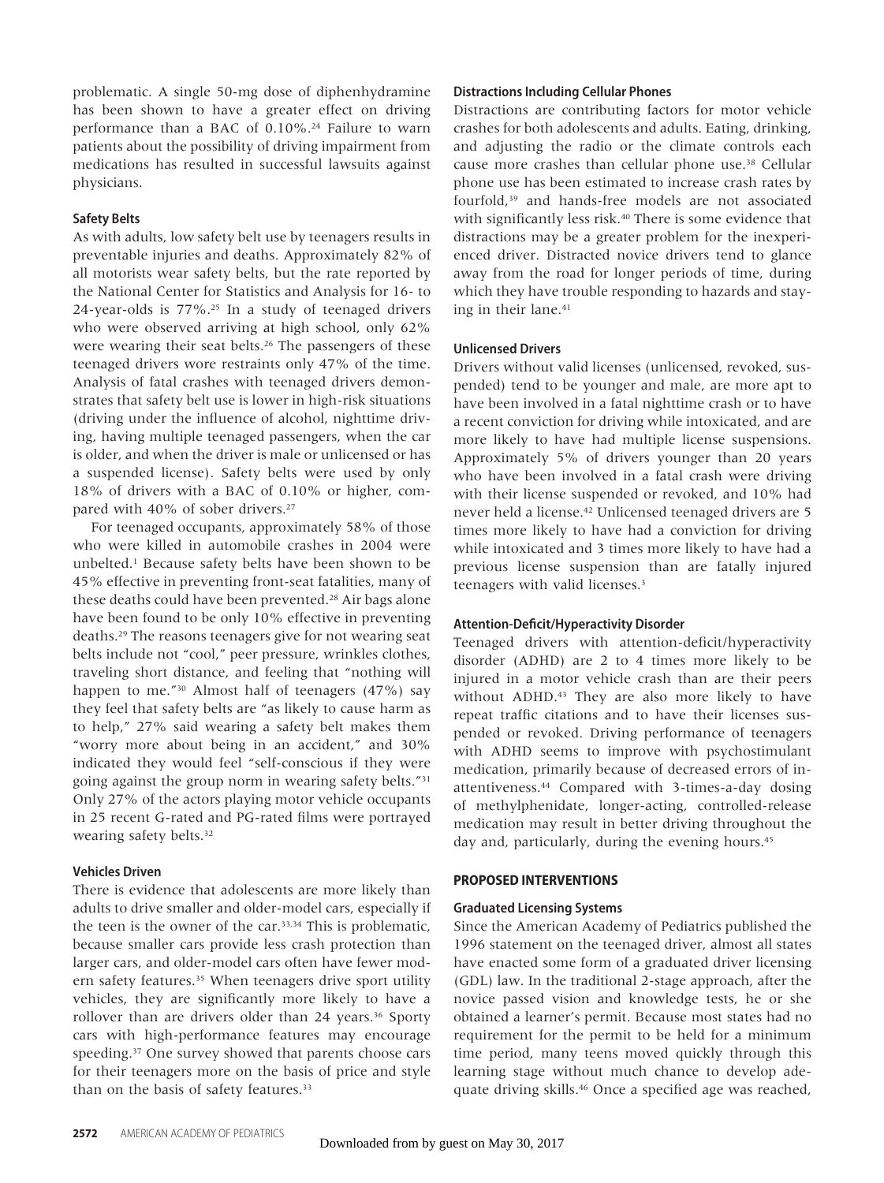problematic. A single 50-mg dose of diphenhydramine has been shown to have a greater effect on driving performance than a BAC of 0.10%.[24] Failure to warn patients about the possibility of driving impairment from medications has resulted in successful lawsuits against physicians.

### Safety Belts

As with adults, low safety belt use by teenagers results in preventable injuries and deaths. Approximately 82% of all motorists wear safety belts, but the rate reported by the National Center for Statistics and Analysis for 16- to 24-year-olds is 77%.[25] In a study of teenaged drivers who were observed arriving at high school, only 62% were wearing their seat belts.[26] The passengers of these teenaged drivers wore restraints only 47% of the time. Analysis of fatal crashes with teenaged drivers demonstrates that safety belt use is lower in high-risk situations (driving under the influence of alcohol, nighttime driving, having multiple teenaged passengers, when the car is older, and when the driver is male or unlicensed or has a suspended license). Safety belts were used by only 18% of drivers with a BAC of 0.10% or higher, compared with 40% of sober drivers.[27]

For teenaged occupants, approximately 58% of those who were killed in automobile crashes in 2004 were unbelted.[1] Because safety belts have been shown to be 45% effective in preventing front-seat fatalities, many of these deaths could have been prevented.[28] Air bags alone have been found to be only 10% effective in preventing deaths.[29] The reasons teenagers give for not wearing seat belts include not "cool," peer pressure, wrinkles clothes, traveling short distance, and feeling that "nothing will happen to me."[30] Almost half of teenagers (47%) say they feel that safety belts are "as likely to cause harm as to help," 27% said wearing a safety belt makes them "worry more about being in an accident," and 30% indicated they would feel "self-conscious if they were going against the group norm in wearing safety belts."[31] Only 27% of the actors playing motor vehicle occupants in 25 recent G-rated and PG-rated films were portrayed wearing safety belts.[32]

### Vehicles Driven

There is evidence that adolescents are more likely than adults to drive smaller and older-model cars, especially if the teen is the owner of the car.[33,34] This is problematic, because smaller cars provide less crash protection than larger cars, and older-model cars often have fewer modern safety features.[35] When teenagers drive sport utility vehicles, they are significantly more likely to have a rollover than are drivers older than 24 years.[36] Sporty cars with high-performance features may encourage speeding.[37] One survey showed that parents choose cars for their teenagers more on the basis of price and style than on the basis of safety features.[33]

### Distractions Including Cellular Phones

Distractions are contributing factors for motor vehicle crashes for both adolescents and adults. Eating, drinking, and adjusting the radio or the climate controls each cause more crashes than cellular phone use.[38] Cellular phone use has been estimated to increase crash rates by fourfold,[39] and hands-free models are not associated with significantly less risk.[40] There is some evidence that distractions may be a greater problem for the inexperienced driver. Distracted novice drivers tend to glance away from the road for longer periods of time, during which they have trouble responding to hazards and staying in their lane.[41]

### Unlicensed Drivers

Drivers without valid licenses (unlicensed, revoked, suspended) tend to be younger and male, are more apt to have been involved in a fatal nighttime crash or to have a recent conviction for driving while intoxicated, and are more likely to have had multiple license suspensions. Approximately 5% of drivers younger than 20 years who have been involved in a fatal crash were driving with their license suspended or revoked, and 10% had never held a license.[42] Unlicensed teenaged drivers are 5 times more likely to have had a conviction for driving while intoxicated and 3 times more likely to have had a previous license suspension than are fatally injured teenagers with valid licenses.[3]

### Attention-Deficit/Hyperactivity Disorder

Teenaged drivers with attention-deficit/hyperactivity disorder (ADHD) are 2 to 4 times more likely to be injured in a motor vehicle crash than are their peers without ADHD.[43] They are also more likely to have repeat traffic citations and to have their licenses suspended or revoked. Driving performance of teenagers with ADHD seems to improve with psychostimulant medication, primarily because of decreased errors of inattentiveness.[44] Compared with 3-times-a-day dosing of methylphenidate, longer-acting, controlled-release medication may result in better driving throughout the day and, particularly, during the evening hours.[45]

## PROPOSED INTERVENTIONS

### Graduated Licensing Systems

Since the American Academy of Pediatrics published the 1996 statement on the teenaged driver, almost all states have enacted some form of a graduated driver licensing (GDL) law. In the traditional 2-stage approach, after the novice passed vision and knowledge tests, he or she obtained a learner's permit. Because most states had no requirement for the permit to be held for a minimum time period, many teens moved quickly through this learning stage without much chance to develop adequate driving skills.[46] Once a specified age was reached,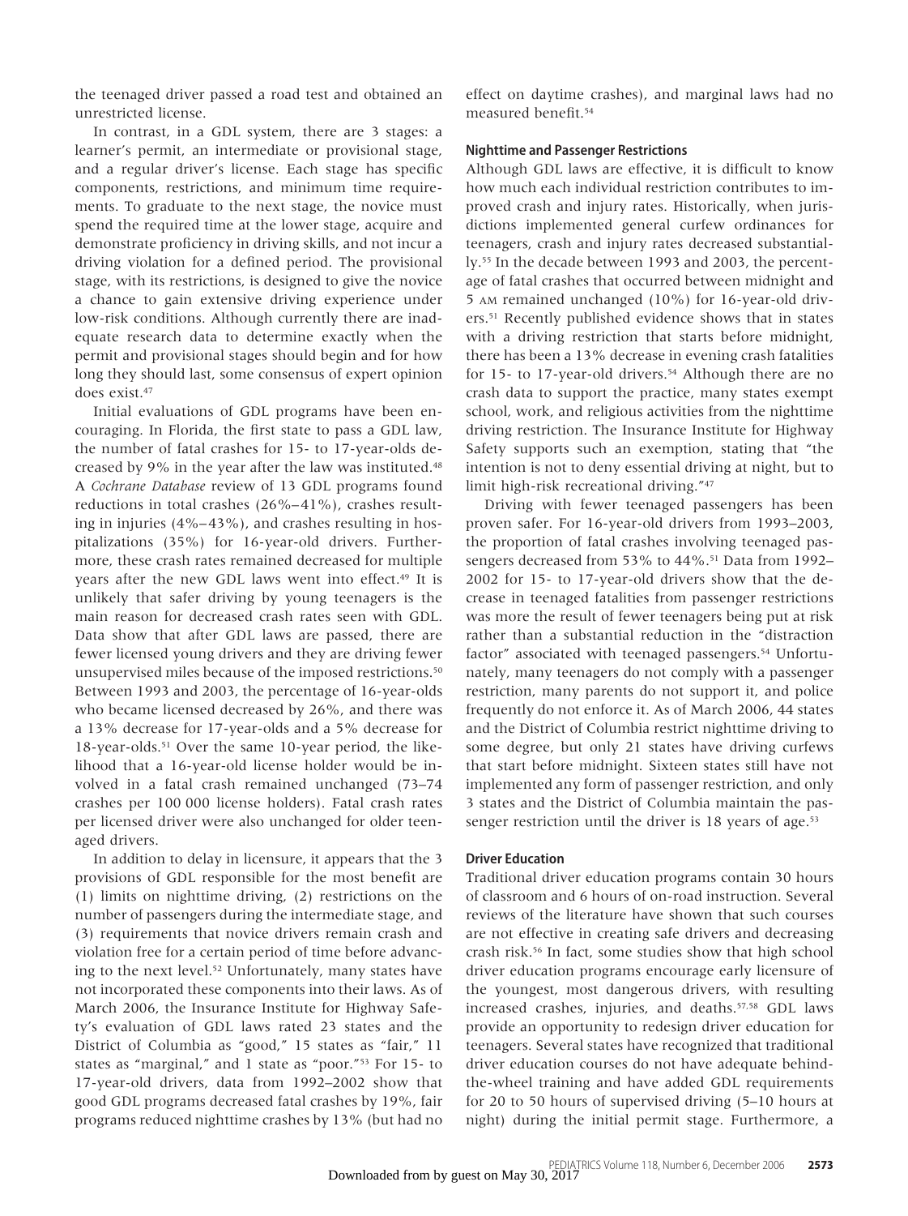the teenaged driver passed a road test and obtained an unrestricted license.

In contrast, in a GDL system, there are 3 stages: a learner's permit, an intermediate or provisional stage, and a regular driver's license. Each stage has specific components, restrictions, and minimum time requirements. To graduate to the next stage, the novice must spend the required time at the lower stage, acquire and demonstrate proficiency in driving skills, and not incur a driving violation for a defined period. The provisional stage, with its restrictions, is designed to give the novice a chance to gain extensive driving experience under low-risk conditions. Although currently there are inadequate research data to determine exactly when the permit and provisional stages should begin and for how long they should last, some consensus of expert opinion does exist.[47]

Initial evaluations of GDL programs have been encouraging. In Florida, the first state to pass a GDL law, the number of fatal crashes for 15- to 17-year-olds decreased by 9% in the year after the law was instituted.[48] A *Cochrane Database* review of 13 GDL programs found reductions in total crashes (26%–41%), crashes resulting in injuries (4%–43%), and crashes resulting in hospitalizations (35%) for 16-year-old drivers. Furthermore, these crash rates remained decreased for multiple years after the new GDL laws went into effect.[49] It is unlikely that safer driving by young teenagers is the main reason for decreased crash rates seen with GDL. Data show that after GDL laws are passed, there are fewer licensed young drivers and they are driving fewer unsupervised miles because of the imposed restrictions.[50] Between 1993 and 2003, the percentage of 16-year-olds who became licensed decreased by 26%, and there was a 13% decrease for 17-year-olds and a 5% decrease for 18-year-olds.[51] Over the same 10-year period, the likelihood that a 16-year-old license holder would be involved in a fatal crash remained unchanged (73–74 crashes per 100 000 license holders). Fatal crash rates per licensed driver were also unchanged for older teenaged drivers.

In addition to delay in licensure, it appears that the 3 provisions of GDL responsible for the most benefit are (1) limits on nighttime driving, (2) restrictions on the number of passengers during the intermediate stage, and (3) requirements that novice drivers remain crash and violation free for a certain period of time before advancing to the next level.[52] Unfortunately, many states have not incorporated these components into their laws. As of March 2006, the Insurance Institute for Highway Safety's evaluation of GDL laws rated 23 states and the District of Columbia as "good," 15 states as "fair," 11 states as "marginal," and 1 state as "poor."[53] For 15- to 17-year-old drivers, data from 1992–2002 show that good GDL programs decreased fatal crashes by 19%, fair programs reduced nighttime crashes by 13% (but had no effect on daytime crashes), and marginal laws had no measured benefit.[54]

### Nighttime and Passenger Restrictions

Although GDL laws are effective, it is difficult to know how much each individual restriction contributes to improved crash and injury rates. Historically, when jurisdictions implemented general curfew ordinances for teenagers, crash and injury rates decreased substantially.[55] In the decade between 1993 and 2003, the percentage of fatal crashes that occurred between midnight and 5 AM remained unchanged (10%) for 16-year-old drivers.[51] Recently published evidence shows that in states with a driving restriction that starts before midnight, there has been a 13% decrease in evening crash fatalities for 15- to 17-year-old drivers.[54] Although there are no crash data to support the practice, many states exempt school, work, and religious activities from the nighttime driving restriction. The Insurance Institute for Highway Safety supports such an exemption, stating that "the intention is not to deny essential driving at night, but to limit high-risk recreational driving."[47]

Driving with fewer teenaged passengers has been proven safer. For 16-year-old drivers from 1993–2003, the proportion of fatal crashes involving teenaged passengers decreased from 53% to 44%.[51] Data from 1992–2002 for 15- to 17-year-old drivers show that the decrease in teenaged fatalities from passenger restrictions was more the result of fewer teenagers being put at risk rather than a substantial reduction in the "distraction factor" associated with teenaged passengers.[54] Unfortunately, many teenagers do not comply with a passenger restriction, many parents do not support it, and police frequently do not enforce it. As of March 2006, 44 states and the District of Columbia restrict nighttime driving to some degree, but only 21 states have driving curfews that start before midnight. Sixteen states still have not implemented any form of passenger restriction, and only 3 states and the District of Columbia maintain the passenger restriction until the driver is 18 years of age.[53]

### Driver Education

Traditional driver education programs contain 30 hours of classroom and 6 hours of on-road instruction. Several reviews of the literature have shown that such courses are not effective in creating safe drivers and decreasing crash risk.[56] In fact, some studies show that high school driver education programs encourage early licensure of the youngest, most dangerous drivers, with resulting increased crashes, injuries, and deaths.[57,58] GDL laws provide an opportunity to redesign driver education for teenagers. Several states have recognized that traditional driver education courses do not have adequate behind-the-wheel training and have added GDL requirements for 20 to 50 hours of supervised driving (5–10 hours at night) during the initial permit stage. Furthermore, a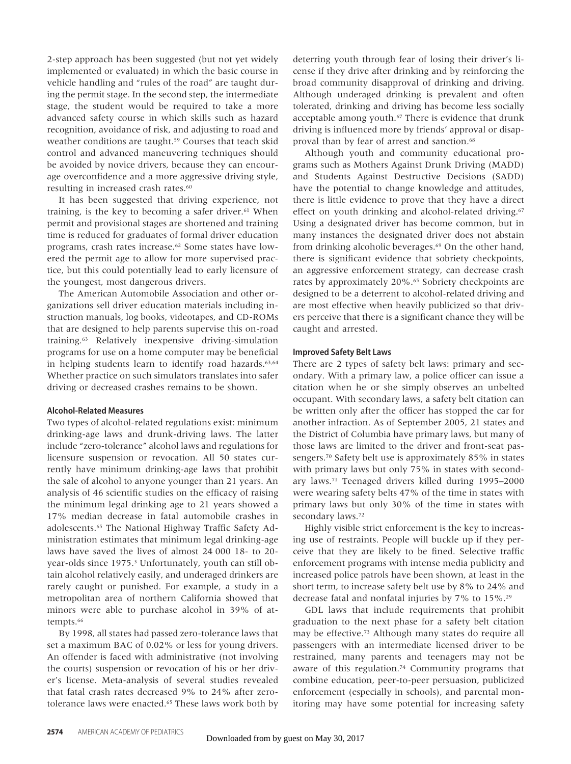2-step approach has been suggested (but not yet widely implemented or evaluated) in which the basic course in vehicle handling and "rules of the road" are taught during the permit stage. In the second step, the intermediate stage, the student would be required to take a more advanced safety course in which skills such as hazard recognition, avoidance of risk, and adjusting to road and weather conditions are taught.[59] Courses that teach skid control and advanced maneuvering techniques should be avoided by novice drivers, because they can encourage overconfidence and a more aggressive driving style, resulting in increased crash rates.[60]

It has been suggested that driving experience, not training, is the key to becoming a safer driver.[61] When permit and provisional stages are shortened and training time is reduced for graduates of formal driver education programs, crash rates increase.[62] Some states have lowered the permit age to allow for more supervised practice, but this could potentially lead to early licensure of the youngest, most dangerous drivers.

The American Automobile Association and other organizations sell driver education materials including instruction manuals, log books, videotapes, and CD-ROMs that are designed to help parents supervise this on-road training.[63] Relatively inexpensive driving-simulation programs for use on a home computer may be beneficial in helping students learn to identify road hazards.[63,64] Whether practice on such simulators translates into safer driving or decreased crashes remains to be shown.

### Alcohol-Related Measures

Two types of alcohol-related regulations exist: minimum drinking-age laws and drunk-driving laws. The latter include "zero-tolerance" alcohol laws and regulations for licensure suspension or revocation. All 50 states currently have minimum drinking-age laws that prohibit the sale of alcohol to anyone younger than 21 years. An analysis of 46 scientific studies on the efficacy of raising the minimum legal drinking age to 21 years showed a 17% median decrease in fatal automobile crashes in adolescents.[65] The National Highway Traffic Safety Administration estimates that minimum legal drinking-age laws have saved the lives of almost 24 000 18- to 20-year-olds since 1975.[3] Unfortunately, youth can still obtain alcohol relatively easily, and underaged drinkers are rarely caught or punished. For example, a study in a metropolitan area of northern California showed that minors were able to purchase alcohol in 39% of attempts.[66]

By 1998, all states had passed zero-tolerance laws that set a maximum BAC of 0.02% or less for young drivers. An offender is faced with administrative (not involving the courts) suspension or revocation of his or her driver's license. Meta-analysis of several studies revealed that fatal crash rates decreased 9% to 24% after zero-tolerance laws were enacted.[65] These laws work both by deterring youth through fear of losing their driver's license if they drive after drinking and by reinforcing the broad community disapproval of drinking and driving. Although underaged drinking is prevalent and often tolerated, drinking and driving has become less socially acceptable among youth.[67] There is evidence that drunk driving is influenced more by friends' approval or disapproval than by fear of arrest and sanction.[68]

Although youth and community educational programs such as Mothers Against Drunk Driving (MADD) and Students Against Destructive Decisions (SADD) have the potential to change knowledge and attitudes, there is little evidence to prove that they have a direct effect on youth drinking and alcohol-related driving.[67] Using a designated driver has become common, but in many instances the designated driver does not abstain from drinking alcoholic beverages.[69] On the other hand, there is significant evidence that sobriety checkpoints, an aggressive enforcement strategy, can decrease crash rates by approximately 20%.[65] Sobriety checkpoints are designed to be a deterrent to alcohol-related driving and are most effective when heavily publicized so that drivers perceive that there is a significant chance they will be caught and arrested.

### Improved Safety Belt Laws

There are 2 types of safety belt laws: primary and secondary. With a primary law, a police officer can issue a citation when he or she simply observes an unbelted occupant. With secondary laws, a safety belt citation can be written only after the officer has stopped the car for another infraction. As of September 2005, 21 states and the District of Columbia have primary laws, but many of those laws are limited to the driver and front-seat passengers.[70] Safety belt use is approximately 85% in states with primary laws but only 75% in states with secondary laws.[71] Teenaged drivers killed during 1995–2000 were wearing safety belts 47% of the time in states with primary laws but only 30% of the time in states with secondary laws.[72]

Highly visible strict enforcement is the key to increasing use of restraints. People will buckle up if they perceive that they are likely to be fined. Selective traffic enforcement programs with intense media publicity and increased police patrols have been shown, at least in the short term, to increase safety belt use by 8% to 24% and decrease fatal and nonfatal injuries by 7% to 15%.[29]

GDL laws that include requirements that prohibit graduation to the next phase for a safety belt citation may be effective.[73] Although many states do require all passengers with an intermediate licensed driver to be restrained, many parents and teenagers may not be aware of this regulation.[74] Community programs that combine education, peer-to-peer persuasion, publicized enforcement (especially in schools), and parental monitoring may have some potential for increasing safety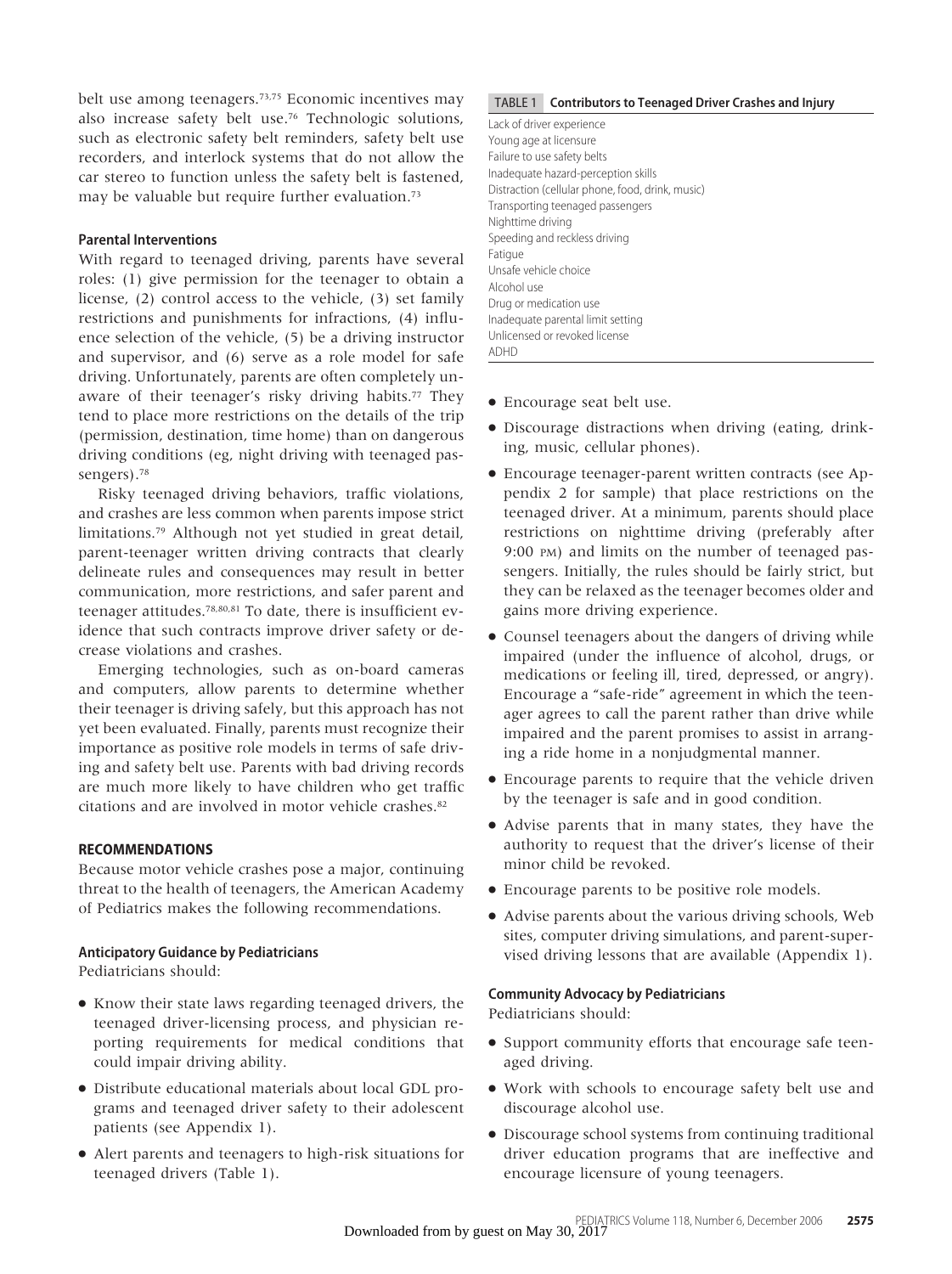belt use among teenagers.[73,75] Economic incentives may also increase safety belt use.[76] Technologic solutions, such as electronic safety belt reminders, safety belt use recorders, and interlock systems that do not allow the car stereo to function unless the safety belt is fastened, may be valuable but require further evaluation.[73]

### Parental Interventions

With regard to teenaged driving, parents have several roles: (1) give permission for the teenager to obtain a license, (2) control access to the vehicle, (3) set family restrictions and punishments for infractions, (4) influence selection of the vehicle, (5) be a driving instructor and supervisor, and (6) serve as a role model for safe driving. Unfortunately, parents are often completely unaware of their teenager's risky driving habits.[77] They tend to place more restrictions on the details of the trip (permission, destination, time home) than on dangerous driving conditions (eg, night driving with teenaged passengers).[78]

Risky teenaged driving behaviors, traffic violations, and crashes are less common when parents impose strict limitations.[79] Although not yet studied in great detail, parent-teenager written driving contracts that clearly delineate rules and consequences may result in better communication, more restrictions, and safer parent and teenager attitudes.[78,80,81] To date, there is insufficient evidence that such contracts improve driver safety or decrease violations and crashes.

Emerging technologies, such as on-board cameras and computers, allow parents to determine whether their teenager is driving safely, but this approach has not yet been evaluated. Finally, parents must recognize their importance as positive role models in terms of safe driving and safety belt use. Parents with bad driving records are much more likely to have children who get traffic citations and are involved in motor vehicle crashes.[82]

## RECOMMENDATIONS

Because motor vehicle crashes pose a major, continuing threat to the health of teenagers, the American Academy of Pediatrics makes the following recommendations.

### Anticipatory Guidance by Pediatricians

Pediatricians should:

- Know their state laws regarding teenaged drivers, the teenaged driver-licensing process, and physician reporting requirements for medical conditions that could impair driving ability.
- Distribute educational materials about local GDL programs and teenaged driver safety to their adolescent patients (see Appendix 1).
- Alert parents and teenagers to high-risk situations for teenaged drivers (Table 1).

**TABLE 1 Contributors to Teenaged Driver Crashes and Injury**

| Contributors |
|---|
| Lack of driver experience |
| Young age at licensure |
| Failure to use safety belts |
| Inadequate hazard-perception skills |
| Distraction (cellular phone, food, drink, music) |
| Transporting teenaged passengers |
| Nighttime driving |
| Speeding and reckless driving |
| Fatigue |
| Unsafe vehicle choice |
| Alcohol use |
| Drug or medication use |
| Inadequate parental limit setting |
| Unlicensed or revoked license |
| ADHD |

- Encourage seat belt use.
- Discourage distractions when driving (eating, drinking, music, cellular phones).
- Encourage teenager-parent written contracts (see Appendix 2 for sample) that place restrictions on the teenaged driver. At a minimum, parents should place restrictions on nighttime driving (preferably after 9:00 PM) and limits on the number of teenaged passengers. Initially, the rules should be fairly strict, but they can be relaxed as the teenager becomes older and gains more driving experience.
- Counsel teenagers about the dangers of driving while impaired (under the influence of alcohol, drugs, or medications or feeling ill, tired, depressed, or angry). Encourage a "safe-ride" agreement in which the teenager agrees to call the parent rather than drive while impaired and the parent promises to assist in arranging a ride home in a nonjudgmental manner.
- Encourage parents to require that the vehicle driven by the teenager is safe and in good condition.
- Advise parents that in many states, they have the authority to request that the driver's license of their minor child be revoked.
- Encourage parents to be positive role models.
- Advise parents about the various driving schools, Web sites, computer driving simulations, and parent-supervised driving lessons that are available (Appendix 1).

### Community Advocacy by Pediatricians

Pediatricians should:

- Support community efforts that encourage safe teenaged driving.
- Work with schools to encourage safety belt use and discourage alcohol use.
- Discourage school systems from continuing traditional driver education programs that are ineffective and encourage licensure of young teenagers.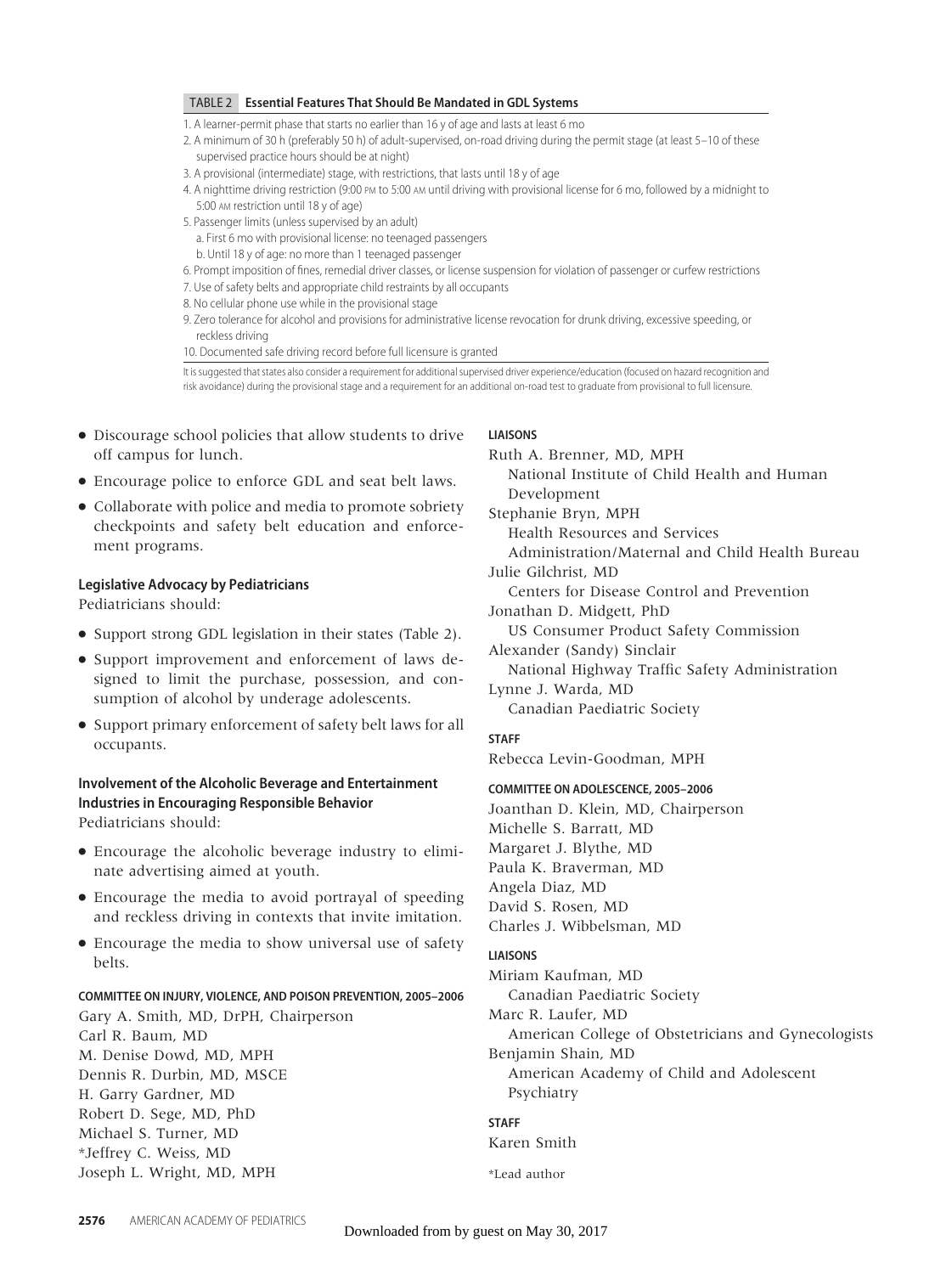**TABLE 2 Essential Features That Should Be Mandated in GDL Systems**

1. A learner-permit phase that starts no earlier than 16 y of age and lasts at least 6 mo
2. A minimum of 30 h (preferably 50 h) of adult-supervised, on-road driving during the permit stage (at least 5–10 of these supervised practice hours should be at night)
3. A provisional (intermediate) stage, with restrictions, that lasts until 18 y of age
4. A nighttime driving restriction (9:00 PM to 5:00 AM until driving with provisional license for 6 mo, followed by a midnight to 5:00 AM restriction until 18 y of age)
5. Passenger limits (unless supervised by an adult)
   a. First 6 mo with provisional license: no teenaged passengers
   b. Until 18 y of age: no more than 1 teenaged passenger
6. Prompt imposition of fines, remedial driver classes, or license suspension for violation of passenger or curfew restrictions
7. Use of safety belts and appropriate child restraints by all occupants
8. No cellular phone use while in the provisional stage
9. Zero tolerance for alcohol and provisions for administrative license revocation for drunk driving, excessive speeding, or reckless driving
10. Documented safe driving record before full licensure is granted

It is suggested that states also consider a requirement for additional supervised driver experience/education (focused on hazard recognition and risk avoidance) during the provisional stage and a requirement for an additional on-road test to graduate from provisional to full licensure.

- Discourage school policies that allow students to drive off campus for lunch.
- Encourage police to enforce GDL and seat belt laws.
- Collaborate with police and media to promote sobriety checkpoints and safety belt education and enforcement programs.

### Legislative Advocacy by Pediatricians

Pediatricians should:

- Support strong GDL legislation in their states (Table 2).
- Support improvement and enforcement of laws designed to limit the purchase, possession, and consumption of alcohol by underage adolescents.
- Support primary enforcement of safety belt laws for all occupants.

### Involvement of the Alcoholic Beverage and Entertainment Industries in Encouraging Responsible Behavior

Pediatricians should:

- Encourage the alcoholic beverage industry to eliminate advertising aimed at youth.
- Encourage the media to avoid portrayal of speeding and reckless driving in contexts that invite imitation.
- Encourage the media to show universal use of safety belts.

#### COMMITTEE ON INJURY, VIOLENCE, AND POISON PREVENTION, 2005–2006

Gary A. Smith, MD, DrPH, Chairperson
Carl R. Baum, MD
M. Denise Dowd, MD, MPH
Dennis R. Durbin, MD, MSCE
H. Garry Gardner, MD
Robert D. Sege, MD, PhD
Michael S. Turner, MD
*Jeffrey C. Weiss, MD
Joseph L. Wright, MD, MPH

#### LIAISONS

Ruth A. Brenner, MD, MPH
National Institute of Child Health and Human Development
Stephanie Bryn, MPH
Health Resources and Services Administration/Maternal and Child Health Bureau
Julie Gilchrist, MD
Centers for Disease Control and Prevention
Jonathan D. Midgett, PhD
US Consumer Product Safety Commission
Alexander (Sandy) Sinclair
National Highway Traffic Safety Administration
Lynne J. Warda, MD
Canadian Paediatric Society

#### STAFF

Rebecca Levin-Goodman, MPH

#### COMMITTEE ON ADOLESCENCE, 2005–2006

Joanthan D. Klein, MD, Chairperson
Michelle S. Barratt, MD
Margaret J. Blythe, MD
Paula K. Braverman, MD
Angela Diaz, MD
David S. Rosen, MD
Charles J. Wibbelsman, MD

#### LIAISONS

Miriam Kaufman, MD
Canadian Paediatric Society
Marc R. Laufer, MD
American College of Obstetricians and Gynecologists
Benjamin Shain, MD
American Academy of Child and Adolescent Psychiatry

#### STAFF

Karen Smith

*Lead author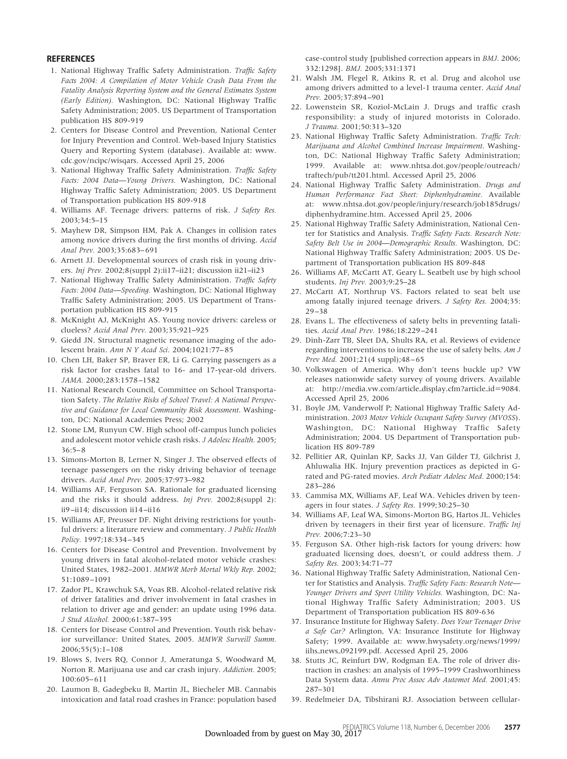## REFERENCES

1. National Highway Traffic Safety Administration. *Traffic Safety Facts 2004: A Compilation of Motor Vehicle Crash Data From the Fatality Analysis Reporting System and the General Estimates System (Early Edition).* Washington, DC: National Highway Traffic Safety Administration; 2005. US Department of Transportation publication HS 809-919
2. Centers for Disease Control and Prevention, National Center for Injury Prevention and Control. Web-based Injury Statistics Query and Reporting System (database). Available at: www.cdc.gov/ncipc/wisqars. Accessed April 25, 2006
3. National Highway Traffic Safety Administration. *Traffic Safety Facts: 2004 Data—Young Drivers.* Washington, DC: National Highway Traffic Safety Administration; 2005. US Department of Transportation publication HS 809-918
4. Williams AF. Teenage drivers: patterns of risk. *J Safety Res.* 2003;34:5–15
5. Mayhew DR, Simpson HM, Pak A. Changes in collision rates among novice drivers during the first months of driving. *Accid Anal Prev.* 2003;35:683–691
6. Arnett JJ. Developmental sources of crash risk in young drivers. *Inj Prev.* 2002;8(suppl 2):ii17–ii21; discussion ii21–ii23
7. National Highway Traffic Safety Administration. *Traffic Safety Facts: 2004 Data—Speeding.* Washington, DC: National Highway Traffic Safety Administration; 2005. US Department of Transportation publication HS 809-915
8. McKnight AJ, McKnight AS. Young novice drivers: careless or clueless? *Accid Anal Prev.* 2003;35:921–925
9. Giedd JN. Structural magnetic resonance imaging of the adolescent brain. *Ann N Y Acad Sci*. 2004;1021:77–85
10. Chen LH, Baker SP, Braver ER, Li G. Carrying passengers as a risk factor for crashes fatal to 16- and 17-year-old drivers. *JAMA.* 2000;283:1578–1582
11. National Research Council, Committee on School Transportation Safety. *The Relative Risks of School Travel: A National Perspective and Guidance for Local Community Risk Assessment*. Washington, DC: National Academies Press; 2002
12. Stone LM, Runyun CW. High school off-campus lunch policies and adolescent motor vehicle crash risks. *J Adolesc Health.* 2005;36:5–8
13. Simons-Morton B, Lerner N, Singer J. The observed effects of teenage passengers on the risky driving behavior of teenage drivers. *Accid Anal Prev.* 2005;37:973–982
14. Williams AF, Ferguson SA. Rationale for graduated licensing and the risks it should address. *Inj Prev.* 2002;8(suppl 2): ii9–ii14; discussion ii14–ii16
15. Williams AF, Preusser DF. Night driving restrictions for youthful drivers: a literature review and commentary. *J Public Health Policy.* 1997;18:334–345
16. Centers for Disease Control and Prevention. Involvement by young drivers in fatal alcohol-related motor vehicle crashes: United States, 1982–2001. *MMWR Morb Mortal Wkly Rep.* 2002;51:1089–1091
17. Zador PL, Krawchuk SA, Voas RB. Alcohol-related relative risk of driver fatalities and driver involvement in fatal crashes in relation to driver age and gender: an update using 1996 data. *J Stud Alcohol.* 2000;61:387–395
18. Centers for Disease Control and Prevention. Youth risk behavior surveillance: United States, 2005. *MMWR Surveill Summ.* 2006;55(5):1–108
19. Blows S, Ivers RQ, Connor J, Ameratunga S, Woodward M, Norton R. Marijuana use and car crash injury. *Addiction.* 2005;100:605–611
20. Laumon B, Gadegbeku B, Martin JL, Biecheler MB. Cannabis intoxication and fatal road crashes in France: population based case-control study [published correction appears in *BMJ*. 2006;332:1298]. *BMJ.* 2005;331:1371
21. Walsh JM, Flegel R, Atkins R, et al. Drug and alcohol use among drivers admitted to a level-1 trauma center. *Accid Anal Prev.* 2005;37:894–901
22. Lowenstein SR, Koziol-McLain J. Drugs and traffic crash responsibility: a study of injured motorists in Colorado. *J Trauma.* 2001;50:313–320
23. National Highway Traffic Safety Administration. *Traffic Tech: Marijuana and Alcohol Combined Increase Impairment*. Washington, DC: National Highway Traffic Safety Administration; 1999. Available at: www.nhtsa.dot.gov/people/outreach/traftech/pub/tt201.html. Accessed April 25, 2006
24. National Highway Traffic Safety Administration. *Drugs and Human Performance Fact Sheet: Diphenhydramine*. Available at: www.nhtsa.dot.gov/people/injury/research/job185drugs/diphenhydramine.htm. Accessed April 25, 2006
25. National Highway Traffic Safety Administration, National Center for Statistics and Analysis. *Traffic Safety Facts. Research Note: Safety Belt Use in 2004—Demographic Results.* Washington, DC: National Highway Traffic Safety Administration; 2005. US Department of Transportation publication HS 809-848
26. Williams AF, McCartt AT, Geary L. Seatbelt use by high school students. *Inj Prev.* 2003;9:25–28
27. McCartt AT, Northrup VS. Factors related to seat belt use among fatally injured teenage drivers. *J Safety Res.* 2004;35:29–38
28. Evans L. The effectiveness of safety belts in preventing fatalities. *Accid Anal Prev.* 1986;18:229–241
29. Dinh-Zarr TB, Sleet DA, Shults RA, et al. Reviews of evidence regarding interventions to increase the use of safety belts. *Am J Prev Med.* 2001;21(4 suppl):48–65
30. Volkswagen of America. Why don't teens buckle up? VW releases nationwide safety survey of young drivers. Available at: http://media.vw.com/article_display.cfm?article_id=9084. Accessed April 25, 2006
31. Boyle JM, Vanderwolf P; National Highway Traffic Safety Administration. *2003 Motor Vehicle Occupant Safety Survey (MVOSS*). Washington, DC: National Highway Traffic Safety Administration; 2004. US Department of Transportation publication HS 809-789
32. Pellitier AR, Quinlan KP, Sacks JJ, Van Gilder TJ, Gilchrist J, Ahluwalia HK. Injury prevention practices as depicted in G-rated and PG-rated movies. *Arch Pediatr Adolesc Med.* 2000;154:283–286
33. Cammisa MX, Williams AF, Leaf WA. Vehicles driven by teenagers in four states. *J Safety Res.* 1999;30:25–30
34. Williams AF, Leaf WA, Simons-Morton BG, Hartos JL. Vehicles driven by teenagers in their first year of licensure. *Traffic Inj Prev.* 2006;7:23–30
35. Ferguson SA. Other high-risk factors for young drivers: how graduated licensing does, doesn't, or could address them. *J Safety Res.* 2003;34:71–77
36. National Highway Traffic Safety Administration, National Center for Statistics and Analysis. *Traffic Safety Facts: Research Note—Younger Drivers and Sport Utility Vehicles.* Washington, DC: National Highway Traffic Safety Administration; 2003. US Department of Transportation publication HS 809-636
37. Insurance Institute for Highway Safety. *Does Your Teenager Drive a Safe Car?* Arlington, VA: Insurance Institute for Highway Safety; 1999. Available at: www.hwysafety.org/news/1999/iihs_news_092199.pdf. Accessed April 25, 2006
38. Stutts JC, Reinfurt DW, Rodgman EA. The role of driver distraction in crashes: an analysis of 1995–1999 Crashworthiness Data System data. *Annu Proc Assoc Adv Automot Med.* 2001;45:287–301
39. Redelmeier DA, Tibshirani RJ. Association between cellular-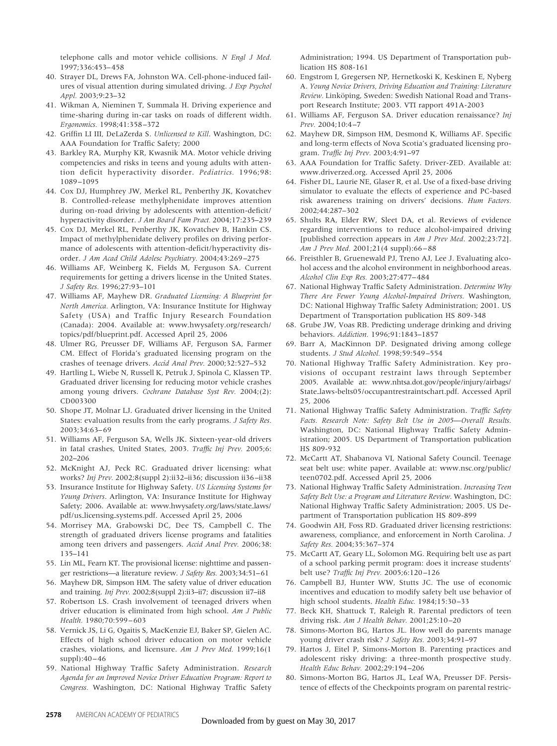telephone calls and motor vehicle collisions. *N Engl J Med.* 1997;336:453–458

40. Strayer DL, Drews FA, Johnston WA. Cell-phone-induced failures of visual attention during simulated driving. *J Exp Psychol Appl.* 2003;9:23–32
41. Wikman A, Nieminen T, Summala H. Driving experience and time-sharing during in-car tasks on roads of different width. *Ergonomics.* 1998;41:358–372
42. Griffin LI III, DeLaZerda S. *Unlicensed to Kill*. Washington, DC: AAA Foundation for Traffic Safety; 2000
43. Barkley RA, Murphy KR, Kwasnik MA. Motor vehicle driving competencies and risks in teens and young adults with attention deficit hyperactivity disorder. *Pediatrics.* 1996;98: 1089–1095
44. Cox DJ, Humphrey JW, Merkel RL, Penberthy JK, Kovatchev B. Controlled-release methylphenidate improves attention during on-road driving by adolescents with attention-deficit/hyperactivity disorder. *J Am Board Fam Pract.* 2004;17:235–239
45. Cox DJ, Merkel RL, Penberthy JK, Kovatchev B, Hankin CS. Impact of methylphenidate delivery profiles on driving performance of adolescents with attention-deficit/hyperactivity disorder. *J Am Acad Child Adolesc Psychiatry.* 2004;43:269–275
46. Williams AF, Weinberg K, Fields M, Ferguson SA. Current requirements for getting a drivers license in the United States. *J Safety Res.* 1996;27:93–101
47. Williams AF, Mayhew DR. *Graduated Licensing: A Blueprint for North America.* Arlington, VA: Insurance Institute for Highway Safety (USA) and Traffic Injury Research Foundation (Canada): 2004. Available at: www.hwysafety.org/research/topics/pdf/blueprint.pdf. Accessed April 25, 2006
48. Ulmer RG, Preusser DF, Williams AF, Ferguson SA, Farmer CM. Effect of Florida's graduated licensing program on the crashes of teenage drivers. *Accid Anal Prev.* 2000;32:527–532
49. Hartling L, Wiebe N, Russell K, Petruk J, Spinola C, Klassen TP. Graduated driver licensing for reducing motor vehicle crashes among young drivers. *Cochrane Database Syst Rev.* 2004;(2): CD003300
50. Shope JT, Molnar LJ. Graduated driver licensing in the United States: evaluation results from the early programs. *J Safety Res.* 2003;34:63–69
51. Williams AF, Ferguson SA, Wells JK. Sixteen-year-old drivers in fatal crashes, United States, 2003. *Traffic Inj Prev.* 2005;6: 202–206
52. McKnight AJ, Peck RC. Graduated driver licensing: what works? *Inj Prev.* 2002;8(suppl 2):ii32–ii36; discussion ii36–ii38
53. Insurance Institute for Highway Safety. *US Licensing Systems for Young Drivers*. Arlington, VA: Insurance Institute for Highway Safety; 2006. Available at: www.hwysafety.org/laws/state_laws/pdf/us_licensing_systems.pdf. Accessed April 25, 2006
54. Morrisey MA, Grabowski DC, Dee TS, Campbell C. The strength of graduated drivers license programs and fatalities among teen drivers and passengers. *Accid Anal Prev.* 2006;38: 135–141
55. Lin ML, Fearn KT. The provisional license: nighttime and passenger restrictions—a literature review. *J Safety Res.* 2003;34:51–61
56. Mayhew DR, Simpson HM. The safety value of driver education and training. *Inj Prev.* 2002;8(suppl 2):ii3–ii7; discussion ii7–ii8
57. Robertson LS. Crash involvement of teenaged drivers when driver education is eliminated from high school. *Am J Public Health.* 1980;70:599–603
58. Vernick JS, Li G, Ogaitis S, MacKenzie EJ, Baker SP, Gielen AC. Effects of high school driver education on motor vehicle crashes, violations, and licensure. *Am J Prev Med.* 1999;16(1 suppl):40–46
59. National Highway Traffic Safety Administration. *Research Agenda for an Improved Novice Driver Education Program: Report to Congress.* Washington, DC: National Highway Traffic Safety Administration; 1994. US Department of Transportation publication HS 808-161
60. Engstrom I, Gregersen NP, Hernetkoski K, Keskinen E, Nyberg A. *Young Novice Drivers, Driving Education and Training: Literature Review.* Linköping, Sweden: Swedish National Road and Transport Research Institute; 2003. VTI rapport 491A-2003
61. Williams AF, Ferguson SA. Driver education renaissance? *Inj Prev.* 2004;10:4–7
62. Mayhew DR, Simpson HM, Desmond K, Williams AF. Specific and long-term effects of Nova Scotia's graduated licensing program. *Traffic Inj Prev.* 2003;4:91–97
63. AAA Foundation for Traffic Safety. Driver-ZED. Available at: www.driverzed.org. Accessed April 25, 2006
64. Fisher DL, Laurie NE, Glaser R, et al. Use of a fixed-base driving simulator to evaluate the effects of experience and PC-based risk awareness training on drivers' decisions. *Hum Factors.* 2002;44:287–302
65. Shults RA, Elder RW, Sleet DA, et al. Reviews of evidence regarding interventions to reduce alcohol-impaired driving [published correction appears in *Am J Prev Med*. 2002;23:72]. *Am J Prev Med.* 2001;21(4 suppl):66–88
66. Freisthler B, Gruenewald PJ, Treno AJ, Lee J. Evaluating alcohol access and the alcohol environment in neighborhood areas. *Alcohol Clin Exp Res.* 2003;27:477–484
67. National Highway Traffic Safety Administration. *Determine Why There Are Fewer Young Alcohol-Impaired Drivers.* Washington, DC: National Highway Traffic Safety Administration; 2001. US Department of Transportation publication HS 809-348
68. Grube JW, Voas RB. Predicting underage drinking and driving behaviors. *Addiction.* 1996;91:1843–1857
69. Barr A, MacKinnon DP. Designated driving among college students. *J Stud Alcohol.* 1998;59:549–554
70. National Highway Traffic Safety Administration. Key provisions of occupant restraint laws through September 2005. Available at: www.nhtsa.dot.gov/people/injury/airbags/State_laws-belts05/occupantrestraintschart.pdf. Accessed April 25, 2006
71. National Highway Traffic Safety Administration. *Traffic Safety Facts. Research Note: Safety Belt Use in 2005—Overall Results.* Washington, DC: National Highway Traffic Safety Administration; 2005. US Department of Transportation publication HS 809-932
72. McCartt AT, Shabanova VI, National Safety Council. Teenage seat belt use: white paper. Available at: www.nsc.org/public/teen0702.pdf. Accessed April 25, 2006
73. National Highway Traffic Safety Administration. *Increasing Teen Safety Belt Use: a Program and Literature Review.* Washington, DC: National Highway Traffic Safety Administration; 2005. US Department of Transportation publication HS 809-899
74. Goodwin AH, Foss RD. Graduated driver licensing restrictions: awareness, compliance, and enforcement in North Carolina. *J Safety Res.* 2004;35:367–374
75. McCartt AT, Geary LL, Solomon MG. Requiring belt use as part of a school parking permit program: does it increase students' belt use? *Traffic Inj Prev.* 2005;6:120–126
76. Campbell BJ, Hunter WW, Stutts JC. The use of economic incentives and education to modify safety belt use behavior of high school students. *Health Educ.* 1984;15:30–33
77. Beck KH, Shattuck T, Raleigh R. Parental predictors of teen driving risk. *Am J Health Behav.* 2001;25:10–20
78. Simons-Morton BG, Hartos JL. How well do parents manage young driver crash risk? *J Safety Res.* 2003;34:91–97
79. Hartos J, Eitel P, Simons-Morton B. Parenting practices and adolescent risky driving: a three-month prospective study. *Health Educ Behav.* 2002;29:194–206
80. Simons-Morton BG, Hartos JL, Leaf WA, Preusser DF. Persistence of effects of the Checkpoints program on parental restric-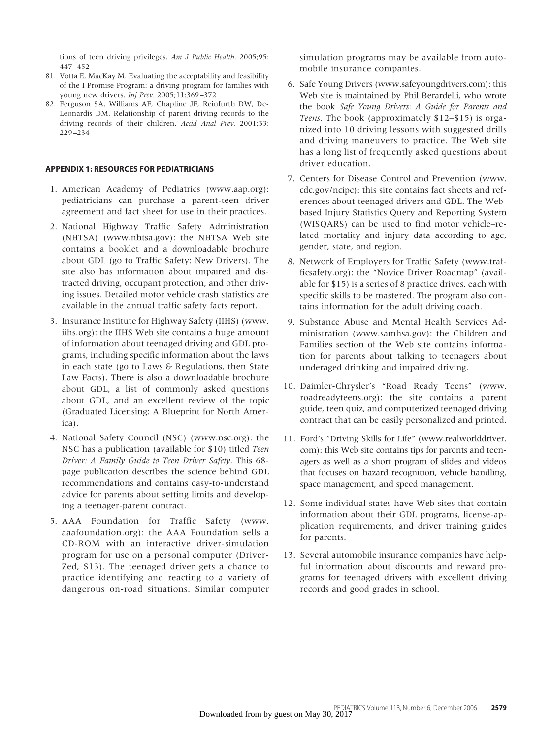tions of teen driving privileges. *Am J Public Health.* 2005;95: 447–452

81. Votta E, MacKay M. Evaluating the acceptability and feasibility of the I Promise Program: a driving program for families with young new drivers. *Inj Prev.* 2005;11:369–372
82. Ferguson SA, Williams AF, Chapline JF, Reinfurth DW, DeLeonardis DM. Relationship of parent driving records to the driving records of their children. *Accid Anal Prev.* 2001;33: 229–234

## APPENDIX 1: RESOURCES FOR PEDIATRICIANS

1. American Academy of Pediatrics (www.aap.org): pediatricians can purchase a parent-teen driver agreement and fact sheet for use in their practices.
2. National Highway Traffic Safety Administration (NHTSA) (www.nhtsa.gov): the NHTSA Web site contains a booklet and a downloadable brochure about GDL (go to Traffic Safety: New Drivers). The site also has information about impaired and distracted driving, occupant protection, and other driving issues. Detailed motor vehicle crash statistics are available in the annual traffic safety facts report.
3. Insurance Institute for Highway Safety (IIHS) (www.iihs.org): the IIHS Web site contains a huge amount of information about teenaged driving and GDL programs, including specific information about the laws in each state (go to Laws & Regulations, then State Law Facts). There is also a downloadable brochure about GDL, a list of commonly asked questions about GDL, and an excellent review of the topic (Graduated Licensing: A Blueprint for North America).
4. National Safety Council (NSC) (www.nsc.org): the NSC has a publication (available for $10) titled *Teen Driver: A Family Guide to Teen Driver Safety*. This 68-page publication describes the science behind GDL recommendations and contains easy-to-understand advice for parents about setting limits and developing a teenager-parent contract.
5. AAA Foundation for Traffic Safety (www.aaafoundation.org): the AAA Foundation sells a CD-ROM with an interactive driver-simulation program for use on a personal computer (Driver-Zed, $13). The teenaged driver gets a chance to practice identifying and reacting to a variety of dangerous on-road situations. Similar computer simulation programs may be available from automobile insurance companies.
6. Safe Young Drivers (www.safeyoungdrivers.com): this Web site is maintained by Phil Berardelli, who wrote the book *Safe Young Drivers: A Guide for Parents and Teens*. The book (approximately $12–$15) is organized into 10 driving lessons with suggested drills and driving maneuvers to practice. The Web site has a long list of frequently asked questions about driver education.
7. Centers for Disease Control and Prevention (www.cdc.gov/ncipc): this site contains fact sheets and references about teenaged drivers and GDL. The Web-based Injury Statistics Query and Reporting System (WISQARS) can be used to find motor vehicle–related mortality and injury data according to age, gender, state, and region.
8. Network of Employers for Traffic Safety (www.trafficsafety.org): the "Novice Driver Roadmap" (available for $15) is a series of 8 practice drives, each with specific skills to be mastered. The program also contains information for the adult driving coach.
9. Substance Abuse and Mental Health Services Administration (www.samhsa.gov): the Children and Families section of the Web site contains information for parents about talking to teenagers about underaged drinking and impaired driving.
10. Daimler-Chrysler's "Road Ready Teens" (www.roadreadyteens.org): the site contains a parent guide, teen quiz, and computerized teenaged driving contract that can be easily personalized and printed.
11. Ford's "Driving Skills for Life" (www.realworlddriver.com): this Web site contains tips for parents and teenagers as well as a short program of slides and videos that focuses on hazard recognition, vehicle handling, space management, and speed management.
12. Some individual states have Web sites that contain information about their GDL programs, license-application requirements, and driver training guides for parents.
13. Several automobile insurance companies have helpful information about discounts and reward programs for teenaged drivers with excellent driving records and good grades in school.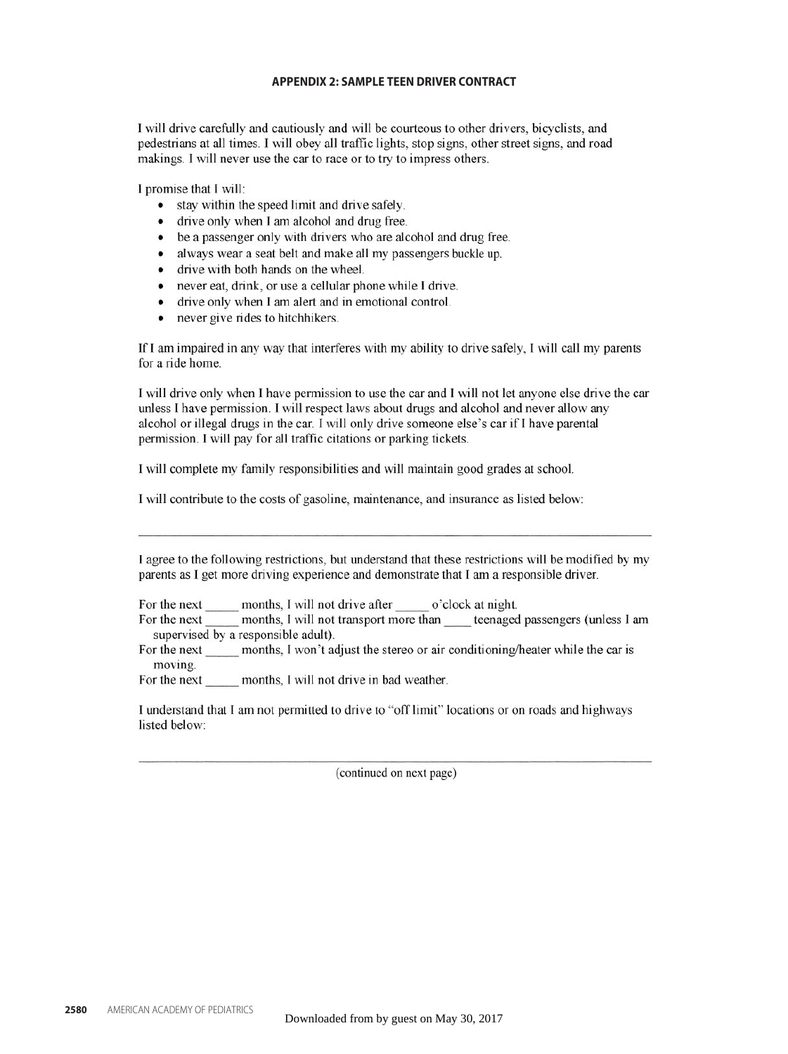### APPENDIX 2: SAMPLE TEEN DRIVER CONTRACT

I will drive carefully and cautiously and will be courteous to other drivers, bicyclists, and pedestrians at all times. I will obey all traffic lights, stop signs, other street signs, and road makings. I will never use the car to race or to try to impress others.

I promise that I will:

- stay within the speed limit and drive safely.
- drive only when I am alcohol and drug free.
- be a passenger only with drivers who are alcohol and drug free.
- always wear a seat belt and make all my passengers buckle up.
- drive with both hands on the wheel.
- never eat, drink, or use a cellular phone while I drive.
- drive only when I am alert and in emotional control.
- never give rides to hitchhikers.

If I am impaired in any way that interferes with my ability to drive safely, I will call my parents for a ride home.

I will drive only when I have permission to use the car and I will not let anyone else drive the car unless I have permission. I will respect laws about drugs and alcohol and never allow any alcohol or illegal drugs in the car. I will only drive someone else's car if I have parental permission. I will pay for all traffic citations or parking tickets.

I will complete my family responsibilities and will maintain good grades at school.

I will contribute to the costs of gasoline, maintenance, and insurance as listed below:

_______________________________________________________________________________

I agree to the following restrictions, but understand that these restrictions will be modified by my parents as I get more driving experience and demonstrate that I am a responsible driver.

For the next _____ months, I will not drive after _____ o'clock at night.
For the next _____ months, I will not transport more than ____ teenaged passengers (unless I am supervised by a responsible adult).
For the next _____ months, I won't adjust the stereo or air conditioning/heater while the car is moving.
For the next _____ months, I will not drive in bad weather.

I understand that I am not permitted to drive to "off limit" locations or on roads and highways listed below:

_______________________________________________________________________________

(continued on next page)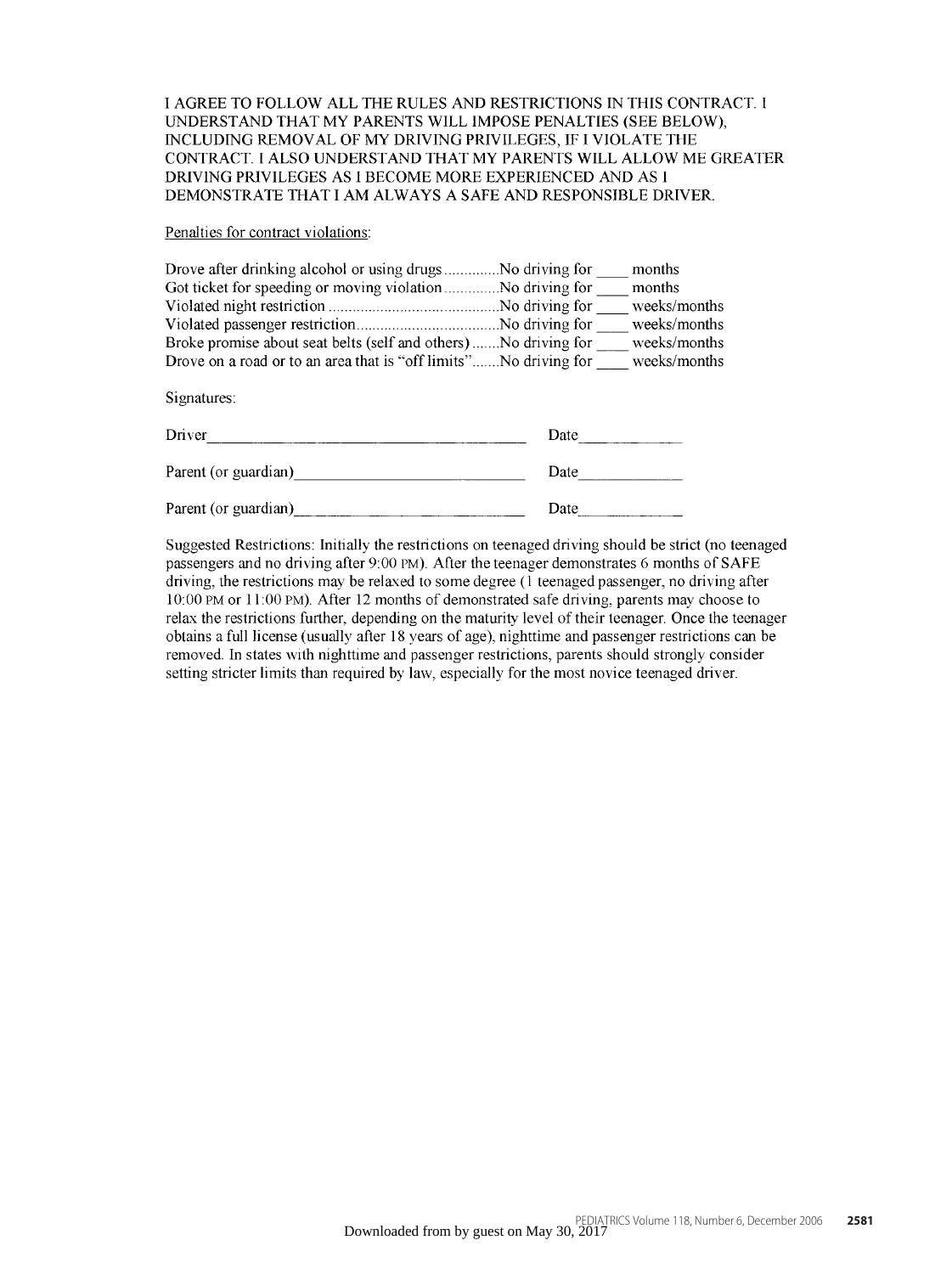I AGREE TO FOLLOW ALL THE RULES AND RESTRICTIONS IN THIS CONTRACT. I UNDERSTAND THAT MY PARENTS WILL IMPOSE PENALTIES (SEE BELOW), INCLUDING REMOVAL OF MY DRIVING PRIVILEGES, IF I VIOLATE THE CONTRACT. I ALSO UNDERSTAND THAT MY PARENTS WILL ALLOW ME GREATER DRIVING PRIVILEGES AS I BECOME MORE EXPERIENCED AND AS I DEMONSTRATE THAT I AM ALWAYS A SAFE AND RESPONSIBLE DRIVER.

Penalties for contract violations:

Drove after drinking alcohol or using drugs..............No driving for ____ months
Got ticket for speeding or moving violation..............No driving for ____ months
Violated night restriction..........................................No driving for ____ weeks/months
Violated passenger restriction...................................No driving for ____ weeks/months
Broke promise about seat belts (self and others).......No driving for ____ weeks/months
Drove on a road or to an area that is "off limits".......No driving for ____ weeks/months

Signatures:

Driver________________________________________ Date____________

Parent (or guardian)____________________________ Date____________

Parent (or guardian)____________________________ Date____________

Suggested Restrictions: Initially the restrictions on teenaged driving should be strict (no teenaged passengers and no driving after 9:00 PM). After the teenager demonstrates 6 months of SAFE driving, the restrictions may be relaxed to some degree (1 teenaged passenger, no driving after 10:00 PM or 11:00 PM). After 12 months of demonstrated safe driving, parents may choose to relax the restrictions further, depending on the maturity level of their teenager. Once the teenager obtains a full license (usually after 18 years of age), nighttime and passenger restrictions can be removed. In states with nighttime and passenger restrictions, parents should strongly consider setting stricter limits than required by law, especially for the most novice teenaged driver.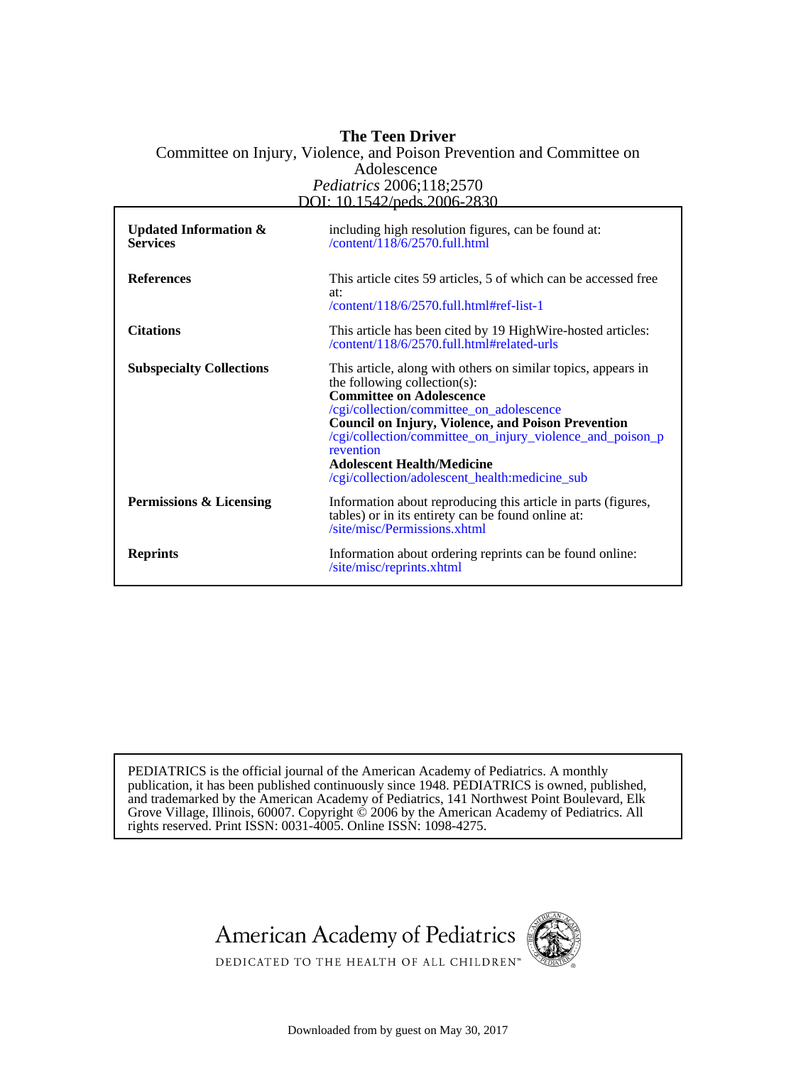**The Teen Driver**

Committee on Injury, Violence, and Poison Prevention and Committee on Adolescence

*Pediatrics* 2006;118;2570

DOI: 10.1542/peds.2006-2830

| | |
|---|---|
| **Updated Information & Services** | including high resolution figures, can be found at: /content/118/6/2570.full.html |
| **References** | This article cites 59 articles, 5 of which can be accessed free at: /content/118/6/2570.full.html#ref-list-1 |
| **Citations** | This article has been cited by 19 HighWire-hosted articles: /content/118/6/2570.full.html#related-urls |
| **Subspecialty Collections** | This article, along with others on similar topics, appears in the following collection(s): **Committee on Adolescence** /cgi/collection/committee_on_adolescence **Council on Injury, Violence, and Poison Prevention** /cgi/collection/committee_on_injury_violence_and_poison_prevention **Adolescent Health/Medicine** /cgi/collection/adolescent_health:medicine_sub |
| **Permissions & Licensing** | Information about reproducing this article in parts (figures, tables) or in its entirety can be found online at: /site/misc/Permissions.xhtml |
| **Reprints** | Information about ordering reprints can be found online: /site/misc/reprints.xhtml |

PEDIATRICS is the official journal of the American Academy of Pediatrics. A monthly publication, it has been published continuously since 1948. PEDIATRICS is owned, published, and trademarked by the American Academy of Pediatrics, 141 Northwest Point Boulevard, Elk Grove Village, Illinois, 60007. Copyright © 2006 by the American Academy of Pediatrics. All rights reserved. Print ISSN: 0031-4005. Online ISSN: 1098-4275.

American Academy of Pediatrics

DEDICATED TO THE HEALTH OF ALL CHILDREN™

Downloaded from by guest on May 30, 2017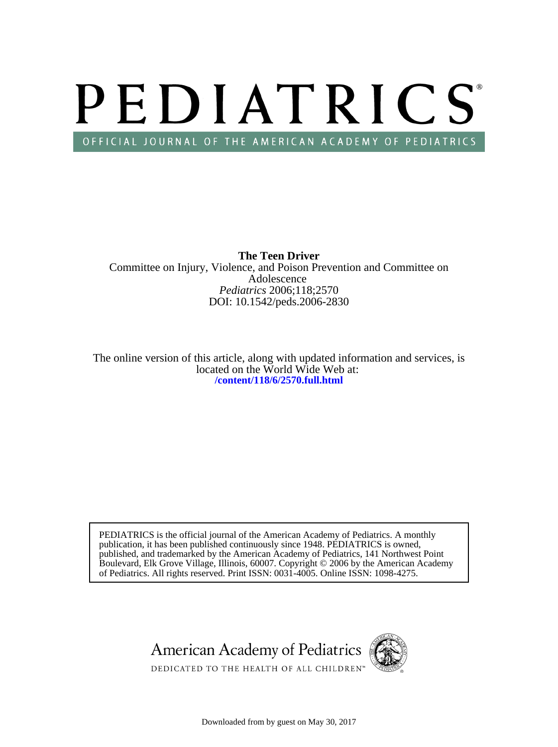# PEDIATRICS®

OFFICIAL JOURNAL OF THE AMERICAN ACADEMY OF PEDIATRICS

**The Teen Driver**

Committee on Injury, Violence, and Poison Prevention and Committee on Adolescence

*Pediatrics* 2006;118;2570

DOI: 10.1542/peds.2006-2830

The online version of this article, along with updated information and services, is located on the World Wide Web at:

**/content/118/6/2570.full.html**

PEDIATRICS is the official journal of the American Academy of Pediatrics. A monthly publication, it has been published continuously since 1948. PEDIATRICS is owned, published, and trademarked by the American Academy of Pediatrics, 141 Northwest Point Boulevard, Elk Grove Village, Illinois, 60007. Copyright © 2006 by the American Academy of Pediatrics. All rights reserved. Print ISSN: 0031-4005. Online ISSN: 1098-4275.

American Academy of Pediatrics

DEDICATED TO THE HEALTH OF ALL CHILDREN™

Downloaded from by guest on May 30, 2017